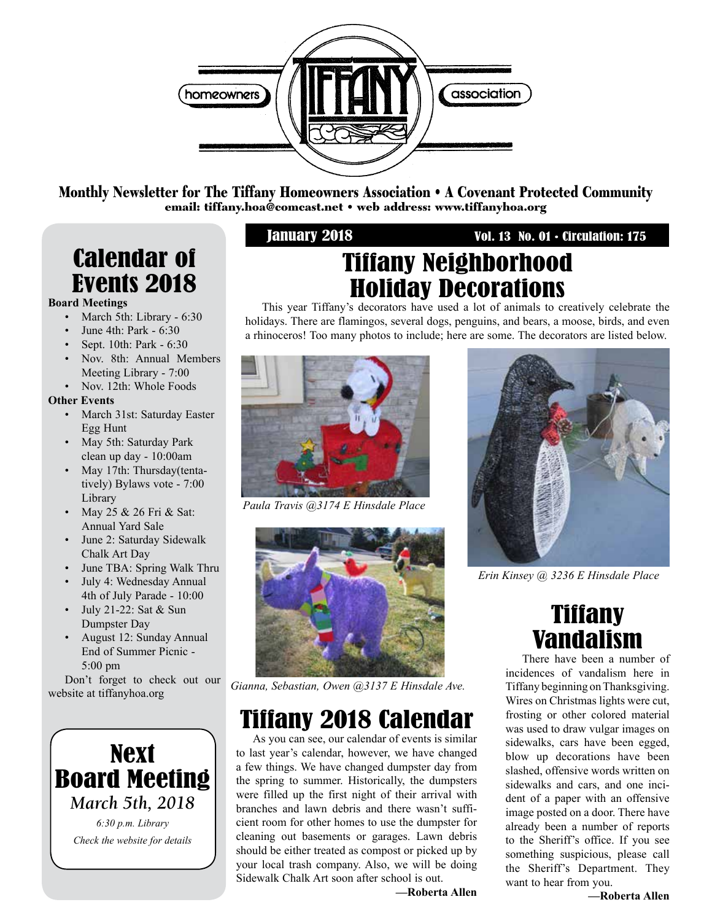homeowners TIFFANY association

**Monthly Newsletter for The Tiffany Homeowners Association • A Covenant Protected Community**
**email: tiffany.hoa@comcast.net • web address: www.tiffanyhoa.org**

**January 2018** | **Vol. 13 No. 01 • Circulation: 175**

# Tiffany Neighborhood Holiday Decorations

This year Tiffany's decorators have used a lot of animals to creatively celebrate the holidays. There are flamingos, several dogs, penguins, and bears, a moose, birds, and even a rhinoceros! Too many photos to include; here are some. The decorators are listed below.

*Paula Travis @3174 E Hinsdale Place*

*Erin Kinsey @ 3236 E Hinsdale Place*

*Gianna, Sebastian, Owen @3137 E Hinsdale Ave.*

# Tiffany 2018 Calendar

As you can see, our calendar of events is similar to last year's calendar, however, we have changed a few things. We have changed dumpster day from the spring to summer. Historically, the dumpsters were filled up the first night of their arrival with branches and lawn debris and there wasn't sufficient room for other homes to use the dumpster for cleaning out basements or garages. Lawn debris should be either treated as compost or picked up by your local trash company. Also, we will be doing Sidewalk Chalk Art soon after school is out.

**—Roberta Allen**

# Tiffany Vandalism

There have been a number of incidences of vandalism here in Tiffany beginning on Thanksgiving. Wires on Christmas lights were cut, frosting or other colored material was used to draw vulgar images on sidewalks, cars have been egged, blow up decorations have been slashed, offensive words written on sidewalks and cars, and one incident of a paper with an offensive image posted on a door. There have already been a number of reports to the Sheriff's office. If you see something suspicious, please call the Sheriff's Department. They want to hear from you.

**—Roberta Allen**

# Calendar of Events 2018

**Board Meetings**

- March 5th: Library - 6:30
- June 4th: Park - 6:30
- Sept. 10th: Park - 6:30
- Nov. 8th: Annual Members Meeting Library - 7:00
- Nov. 12th: Whole Foods

**Other Events**

- March 31st: Saturday Easter Egg Hunt
- May 5th: Saturday Park clean up day - 10:00am
- May 17th: Thursday(tentatively) Bylaws vote - 7:00 Library
- May 25 & 26 Fri & Sat: Annual Yard Sale
- June 2: Saturday Sidewalk Chalk Art Day
- June TBA: Spring Walk Thru
- July 4: Wednesday Annual 4th of July Parade - 10:00
- July 21-22: Sat & Sun Dumpster Day
- August 12: Sunday Annual End of Summer Picnic - 5:00 pm

Don't forget to check out our website at tiffanyhoa.org

# Next Board Meeting

*March 5th, 2018*

*6:30 p.m. Library*

*Check the website for details*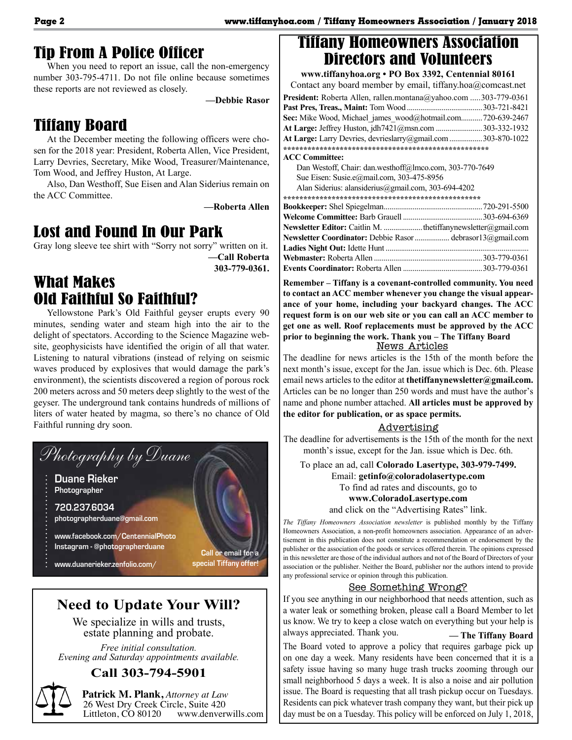## Tip From A Police Officer

When you need to report an issue, call the non-emergency number 303-795-4711. Do not file online because sometimes these reports are not reviewed as closely.

**—Debbie Rasor**

## Tiffany Board

At the December meeting the following officers were chosen for the 2018 year: President, Roberta Allen, Vice President, Larry Devries, Secretary, Mike Wood, Treasurer/Maintenance, Tom Wood, and Jeffrey Huston, At Large.

Also, Dan Westhoff, Sue Eisen and Alan Siderius remain on the ACC Committee.

**—Roberta Allen**

## Lost and Found In Our Park

Gray long sleeve tee shirt with "Sorry not sorry" written on it.

**—Call Roberta 303-779-0361.**

## What Makes Old Faithful So Faithful?

Yellowstone Park's Old Faithful geyser erupts every 90 minutes, sending water and steam high into the air to the delight of spectators. According to the Science Magazine website, geophysicists have identified the origin of all that water. Listening to natural vibrations (instead of relying on seismic waves produced by explosives that would damage the park's environment), the scientists discovered a region of porous rock 200 meters across and 50 meters deep slightly to the west of the geyser. The underground tank contains hundreds of millions of liters of water heated by magma, so there's no chance of Old Faithful running dry soon.

*Photography by Duane*

**Duane Rieker**
**Photographer**

**720.237.6034**
photographerduane@gmail.com

www.facebook.com/CentennialPhoto
Instagram - @photographerduane

www.duanerieker.zenfolio.com/

Call or email for a special Tiffany offer!

**Need to Update Your Will?**

We specialize in wills and trusts, estate planning and probate.

*Free initial consultation.*
*Evening and Saturday appointments available.*

**Call 303-794-5901**

**Patrick M. Plank,** *Attorney at Law*
26 West Dry Creek Circle, Suite 420
Littleton, CO 80120 www.denverwills.com

## Tiffany Homeowners Association Directors and Volunteers

**www.tiffanyhoa.org • PO Box 3392, Centennial 80161**

Contact any board member by email, tiffany.hoa@comcast.net

**President:** Roberta Allen, rallen.montana@yahoo.com ..... 303-779-0361
**Past Pres, Treas., Maint:** Tom Wood ..... 303-721-8421
**Sec:** Mike Wood, Michael_james_wood@hotmail.com ..... 720-639-2467
**At Large:** Jeffrey Huston, jdh7421@msn.com ..... 303-332-1932
**At Large:** Larry Devries, devrieslarry@gmail.com ..... 303-870-1022

****************************************************

**ACC Committee:**
Dan Westoff, Chair: dan.westhoff@lmco.com, 303-770-7649
Sue Eisen: Susie.e@mail.com, 303-475-8956
Alan Siderius: alansiderius@gmail.com, 303-694-4202

****************************************************

**Bookkeeper:** Shel Spiegelman ..... 720-291-5500
**Welcome Committee:** Barb Grauell ..... 303-694-6369
**Newsletter Editor:** Caitlin M. ..... thetiffanynewsletter@gmail.com
**Newsletter Coordinator:** Debbie Rasor ..... debrasor13@gmail.com
**Ladies Night Out:** Idette Hunt .....
**Webmaster:** Roberta Allen ..... 303-779-0361
**Events Coordinator:** Roberta Allen ..... 303-779-0361

**Remember – Tiffany is a covenant-controlled community. You need to contact an ACC member whenever you change the visual appearance of your home, including your backyard changes. The ACC request form is on our web site or you can call an ACC member to get one as well. Roof replacements must be approved by the ACC prior to beginning the work. Thank you – The Tiffany Board**

### News Articles

The deadline for news articles is the 15th of the month before the next month's issue, except for the Jan. issue which is Dec. 6th. Please email news articles to the editor at **thetiffanynewsletter@gmail.com.** Articles can be no longer than 250 words and must have the author's name and phone number attached. **All articles must be approved by the editor for publication, or as space permits.**

### Advertising

The deadline for advertisements is the 15th of the month for the next month's issue, except for the Jan. issue which is Dec. 6th.

To place an ad, call **Colorado Lasertype, 303-979-7499.**
Email: **getinfo@coloradolasertype.com**
To find ad rates and discounts, go to
**www.ColoradoLasertype.com**
and click on the "Advertising Rates" link.

*The Tiffany Homeowners Association newsletter* is published monthly by the Tiffany Homeowners Association, a non-profit homeowners association. Appearance of an advertisement in this publication does not constitute a recommendation or endorsement by the publisher or the association of the goods or services offered therein. The opinions expressed in this newsletter are those of the individual authors and not of the Board of Directors of your association or the publisher. Neither the Board, publisher nor the authors intend to provide any professional service or opinion through this publication.

### See Something Wrong?

If you see anything in our neighborhood that needs attention, such as a water leak or something broken, please call a Board Member to let us know. We try to keep a close watch on everything but your help is always appreciated. Thank you.

**— The Tiffany Board**

The Board voted to approve a policy that requires garbage pick up on one day a week. Many residents have been concerned that it is a safety issue having so many huge trash trucks zooming through our small neighborhood 5 days a week. It is also a noise and air pollution issue. The Board is requesting that all trash pickup occur on Tuesdays. Residents can pick whatever trash company they want, but their pick up day must be on a Tuesday. This policy will be enforced on July 1, 2018,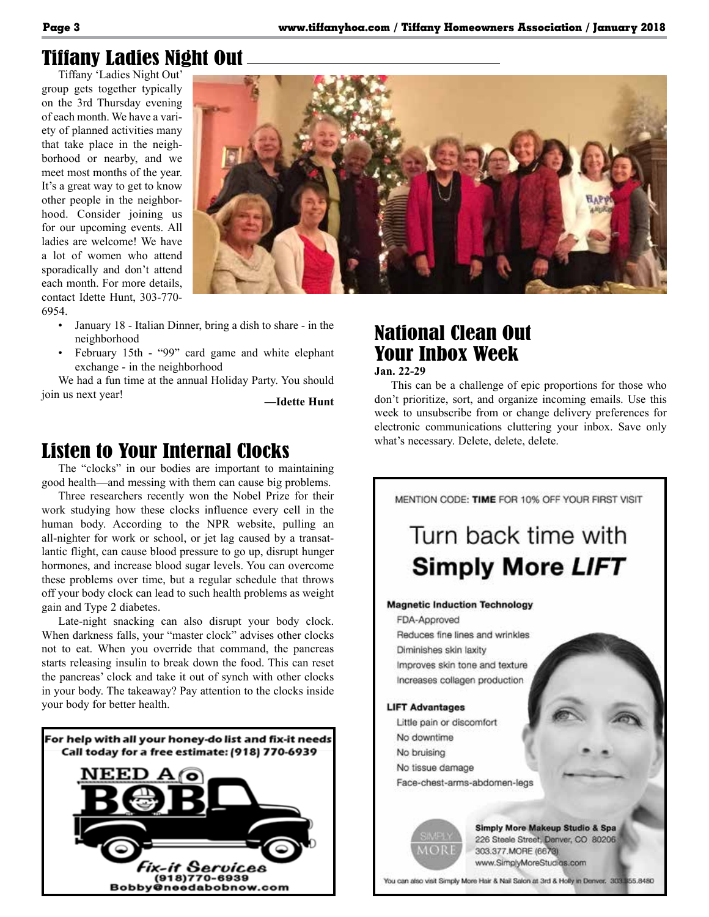## Tiffany Ladies Night Out

Tiffany 'Ladies Night Out' group gets together typically on the 3rd Thursday evening of each month. We have a variety of planned activities many that take place in the neighborhood or nearby, and we meet most months of the year. It's a great way to get to know other people in the neighborhood. Consider joining us for our upcoming events. All ladies are welcome! We have a lot of women who attend sporadically and don't attend each month. For more details, contact Idette Hunt, 303-770-6954.

- January 18 - Italian Dinner, bring a dish to share - in the neighborhood
- February 15th - "99" card game and white elephant exchange - in the neighborhood

We had a fun time at the annual Holiday Party. You should join us next year!

**—Idette Hunt**

## Listen to Your Internal Clocks

The "clocks" in our bodies are important to maintaining good health—and messing with them can cause big problems.

Three researchers recently won the Nobel Prize for their work studying how these clocks influence every cell in the human body. According to the NPR website, pulling an all-nighter for work or school, or jet lag caused by a transatlantic flight, can cause blood pressure to go up, disrupt hunger hormones, and increase blood sugar levels. You can overcome these problems over time, but a regular schedule that throws off your body clock can lead to such health problems as weight gain and Type 2 diabetes.

Late-night snacking can also disrupt your body clock. When darkness falls, your "master clock" advises other clocks not to eat. When you override that command, the pancreas starts releasing insulin to break down the food. This can reset the pancreas' clock and take it out of synch with other clocks in your body. The takeaway? Pay attention to the clocks inside your body for better health.

**For help with all your honey-do list and fix-it needs**
**Call today for a free estimate: (918) 770-6939**

NEED A BOB

*Fix-it Services*
(918)770-6939
Bobby@needabobnow.com

## National Clean Out Your Inbox Week

**Jan. 22-29**

This can be a challenge of epic proportions for those who don't prioritize, sort, and organize incoming emails. Use this week to unsubscribe from or change delivery preferences for electronic communications cluttering your inbox. Save only what's necessary. Delete, delete, delete.

MENTION CODE: **TIME** FOR 10% OFF YOUR FIRST VISIT

Turn back time with **Simply More *LIFT***

**Magnetic Induction Technology**
- FDA-Approved
- Reduces fine lines and wrinkles
- Diminishes skin laxity
- Improves skin tone and texture
- Increases collagen production

**LIFT Advantages**
- Little pain or discomfort
- No downtime
- No bruising
- No tissue damage
- Face-chest-arms-abdomen-legs

SIMPLY MORE

**Simply More Makeup Studio & Spa**
226 Steele Street, Denver, CO 80206
303.377.MORE (6673)
www.SimplyMoreStudios.com

You can also visit Simply More Hair & Nail Salon at 3rd & Holly in Denver. 303.355.8480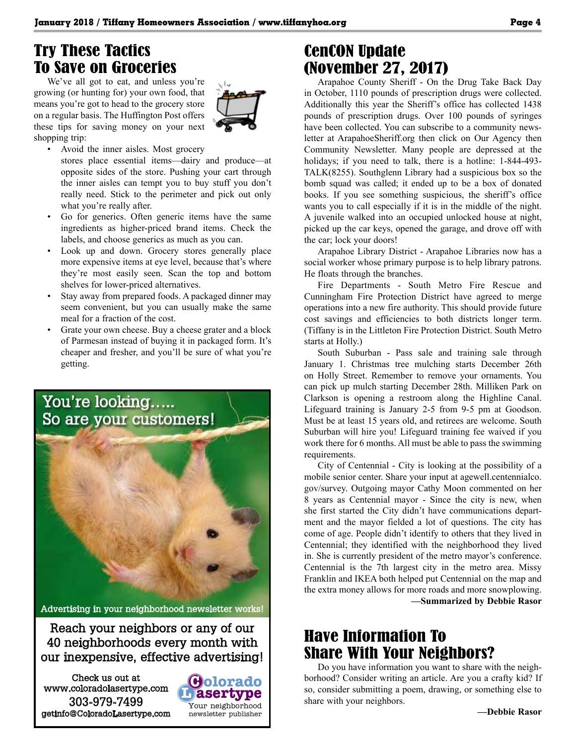## Try These Tactics To Save on Groceries

We've all got to eat, and unless you're growing (or hunting for) your own food, that means you're got to head to the grocery store on a regular basis. The Huffington Post offers these tips for saving money on your next shopping trip:

- Avoid the inner aisles. Most grocery stores place essential items—dairy and produce—at opposite sides of the store. Pushing your cart through the inner aisles can tempt you to buy stuff you don't really need. Stick to the perimeter and pick out only what you're really after.
- Go for generics. Often generic items have the same ingredients as higher-priced brand items. Check the labels, and choose generics as much as you can.
- Look up and down. Grocery stores generally place more expensive items at eye level, because that's where they're most easily seen. Scan the top and bottom shelves for lower-priced alternatives.
- Stay away from prepared foods. A packaged dinner may seem convenient, but you can usually make the same meal for a fraction of the cost.
- Grate your own cheese. Buy a cheese grater and a block of Parmesan instead of buying it in packaged form. It's cheaper and fresher, and you'll be sure of what you're getting.

You're looking….. So are your customers!

Advertising in your neighborhood newsletter works!

Reach your neighbors or any of our 40 neighborhoods every month with our inexpensive, effective advertising!

Check us out at www.coloradolasertype.com
303-979-7499
getinfo@ColoradoLasertype.com

Colorado Lasertype
Your neighborhood newsletter publisher

## CenCON Update (November 27, 2017)

Arapahoe County Sheriff - On the Drug Take Back Day in October, 1110 pounds of prescription drugs were collected. Additionally this year the Sheriff's office has collected 1438 pounds of prescription drugs. Over 100 pounds of syringes have been collected. You can subscribe to a community newsletter at ArapahoeSheriff.org then click on Our Agency then Community Newsletter. Many people are depressed at the holidays; if you need to talk, there is a hotline: 1-844-493-TALK(8255). Southglenn Library had a suspicious box so the bomb squad was called; it ended up to be a box of donated books. If you see something suspicious, the sheriff's office wants you to call especially if it is in the middle of the night. A juvenile walked into an occupied unlocked house at night, picked up the car keys, opened the garage, and drove off with the car; lock your doors!

Arapahoe Library District - Arapahoe Libraries now has a social worker whose primary purpose is to help library patrons. He floats through the branches.

Fire Departments - South Metro Fire Rescue and Cunningham Fire Protection District have agreed to merge operations into a new fire authority. This should provide future cost savings and efficiencies to both districts longer term. (Tiffany is in the Littleton Fire Protection District. South Metro starts at Holly.)

South Suburban - Pass sale and training sale through January 1. Christmas tree mulching starts December 26th on Holly Street. Remember to remove your ornaments. You can pick up mulch starting December 28th. Milliken Park on Clarkson is opening a restroom along the Highline Canal. Lifeguard training is January 2-5 from 9-5 pm at Goodson. Must be at least 15 years old, and retirees are welcome. South Suburban will hire you! Lifeguard training fee waived if you work there for 6 months. All must be able to pass the swimming requirements.

City of Centennial - City is looking at the possibility of a mobile senior center. Share your input at agewell.centennialco.gov/survey. Outgoing mayor Cathy Moon commented on her 8 years as Centennial mayor - Since the city is new, when she first started the City didn't have communications department and the mayor fielded a lot of questions. The city has come of age. People didn't identify to others that they lived in Centennial; they identified with the neighborhood they lived in. She is currently president of the metro mayor's conference. Centennial is the 7th largest city in the metro area. Missy Franklin and IKEA both helped put Centennial on the map and the extra money allows for more roads and more snowplowing.

**—Summarized by Debbie Rasor**

## Have Information To Share With Your Neighbors?

Do you have information you want to share with the neighborhood? Consider writing an article. Are you a crafty kid? If so, consider submitting a poem, drawing, or something else to share with your neighbors.

**—Debbie Rasor**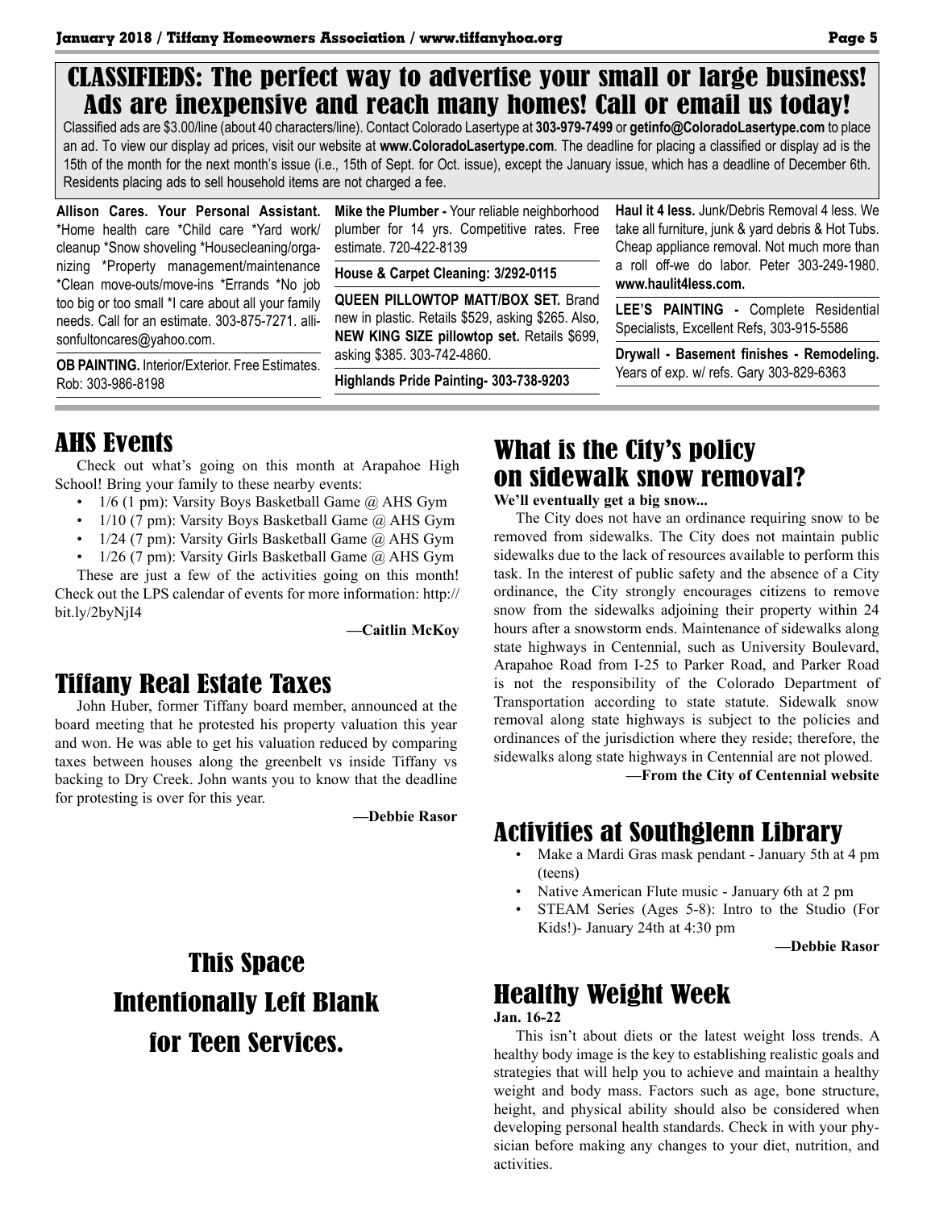# CLASSIFIEDS: The perfect way to advertise your small or large business! Ads are inexpensive and reach many homes! Call or email us today!

Classified ads are $3.00/line (about 40 characters/line). Contact Colorado Lasertype at **303-979-7499** or **getinfo@ColoradoLasertype.com** to place an ad. To view our display ad prices, visit our website at **www.ColoradoLasertype.com**. The deadline for placing a classified or display ad is the 15th of the month for the next month's issue (i.e., 15th of Sept. for Oct. issue), except the January issue, which has a deadline of December 6th. Residents placing ads to sell household items are not charged a fee.

**Allison Cares. Your Personal Assistant.** *Home health care *Child care *Yard work/cleanup *Snow shoveling *Housecleaning/organizing *Property management/maintenance *Clean move-outs/move-ins *Errands *No job too big or too small *I care about all your family needs. Call for an estimate. 303-875-7271. allisonfultoncares@yahoo.com.

**OB PAINTING.** Interior/Exterior. Free Estimates. Rob: 303-986-8198

**Mike the Plumber -** Your reliable neighborhood plumber for 14 yrs. Competitive rates. Free estimate. 720-422-8139

**House & Carpet Cleaning: 3/292-0115**

**QUEEN PILLOWTOP MATT/BOX SET.** Brand new in plastic. Retails $529, asking $265. Also, **NEW KING SIZE pillowtop set.** Retails $699, asking $385. 303-742-4860.

**Highlands Pride Painting- 303-738-9203**

**Haul it 4 less.** Junk/Debris Removal 4 less. We take all furniture, junk & yard debris & Hot Tubs. Cheap appliance removal. Not much more than a roll off-we do labor. Peter 303-249-1980. **www.haulit4less.com.**

**LEE'S PAINTING -** Complete Residential Specialists, Excellent Refs, 303-915-5586

**Drywall - Basement finishes - Remodeling.** Years of exp. w/ refs. Gary 303-829-6363

## AHS Events

Check out what's going on this month at Arapahoe High School! Bring your family to these nearby events:

- 1/6 (1 pm): Varsity Boys Basketball Game @ AHS Gym
- 1/10 (7 pm): Varsity Boys Basketball Game @ AHS Gym
- 1/24 (7 pm): Varsity Girls Basketball Game @ AHS Gym
- 1/26 (7 pm): Varsity Girls Basketball Game @ AHS Gym

These are just a few of the activities going on this month! Check out the LPS calendar of events for more information: http://bit.ly/2byNjI4

**—Caitlin McKoy**

## Tiffany Real Estate Taxes

John Huber, former Tiffany board member, announced at the board meeting that he protested his property valuation this year and won. He was able to get his valuation reduced by comparing taxes between houses along the greenbelt vs inside Tiffany vs backing to Dry Creek. John wants you to know that the deadline for protesting is over for this year.

**—Debbie Rasor**

## This Space Intentionally Left Blank for Teen Services.

## What is the City's policy on sidewalk snow removal?

**We'll eventually get a big snow...**

The City does not have an ordinance requiring snow to be removed from sidewalks. The City does not maintain public sidewalks due to the lack of resources available to perform this task. In the interest of public safety and the absence of a City ordinance, the City strongly encourages citizens to remove snow from the sidewalks adjoining their property within 24 hours after a snowstorm ends. Maintenance of sidewalks along state highways in Centennial, such as University Boulevard, Arapahoe Road from I-25 to Parker Road, and Parker Road is not the responsibility of the Colorado Department of Transportation according to state statute. Sidewalk snow removal along state highways is subject to the policies and ordinances of the jurisdiction where they reside; therefore, the sidewalks along state highways in Centennial are not plowed.

**—From the City of Centennial website**

## Activities at Southglenn Library

- Make a Mardi Gras mask pendant - January 5th at 4 pm (teens)
- Native American Flute music - January 6th at 2 pm
- STEAM Series (Ages 5-8): Intro to the Studio (For Kids!)- January 24th at 4:30 pm

**—Debbie Rasor**

## Healthy Weight Week

**Jan. 16-22**

This isn't about diets or the latest weight loss trends. A healthy body image is the key to establishing realistic goals and strategies that will help you to achieve and maintain a healthy weight and body mass. Factors such as age, bone structure, height, and physical ability should also be considered when developing personal health standards. Check in with your physician before making any changes to your diet, nutrition, and activities.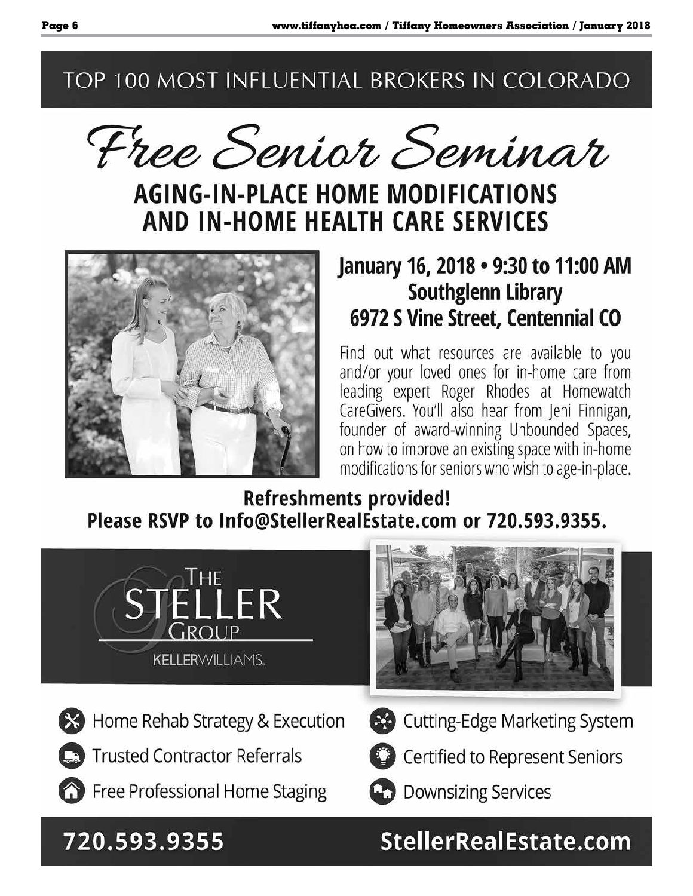# TOP 100 MOST INFLUENTIAL BROKERS IN COLORADO

## *Free Senior Seminar*

## AGING-IN-PLACE HOME MODIFICATIONS AND IN-HOME HEALTH CARE SERVICES

### January 16, 2018 • 9:30 to 11:00 AM
### Southglenn Library
### 6972 S Vine Street, Centennial CO

Find out what resources are available to you and/or your loved ones for in-home care from leading expert Roger Rhodes at Homewatch CareGivers. You'll also hear from Jeni Finnigan, founder of award-winning Unbounded Spaces, on how to improve an existing space with in-home modifications for seniors who wish to age-in-place.

**Refreshments provided!**
**Please RSVP to Info@StellerRealEstate.com or 720.593.9355.**

THE STELLER GROUP
KELLERWILLIAMS.

- Home Rehab Strategy & Execution
- Trusted Contractor Referrals
- Free Professional Home Staging
- Cutting-Edge Marketing System
- Certified to Represent Seniors
- Downsizing Services

**720.593.9355** **StellerRealEstate.com**